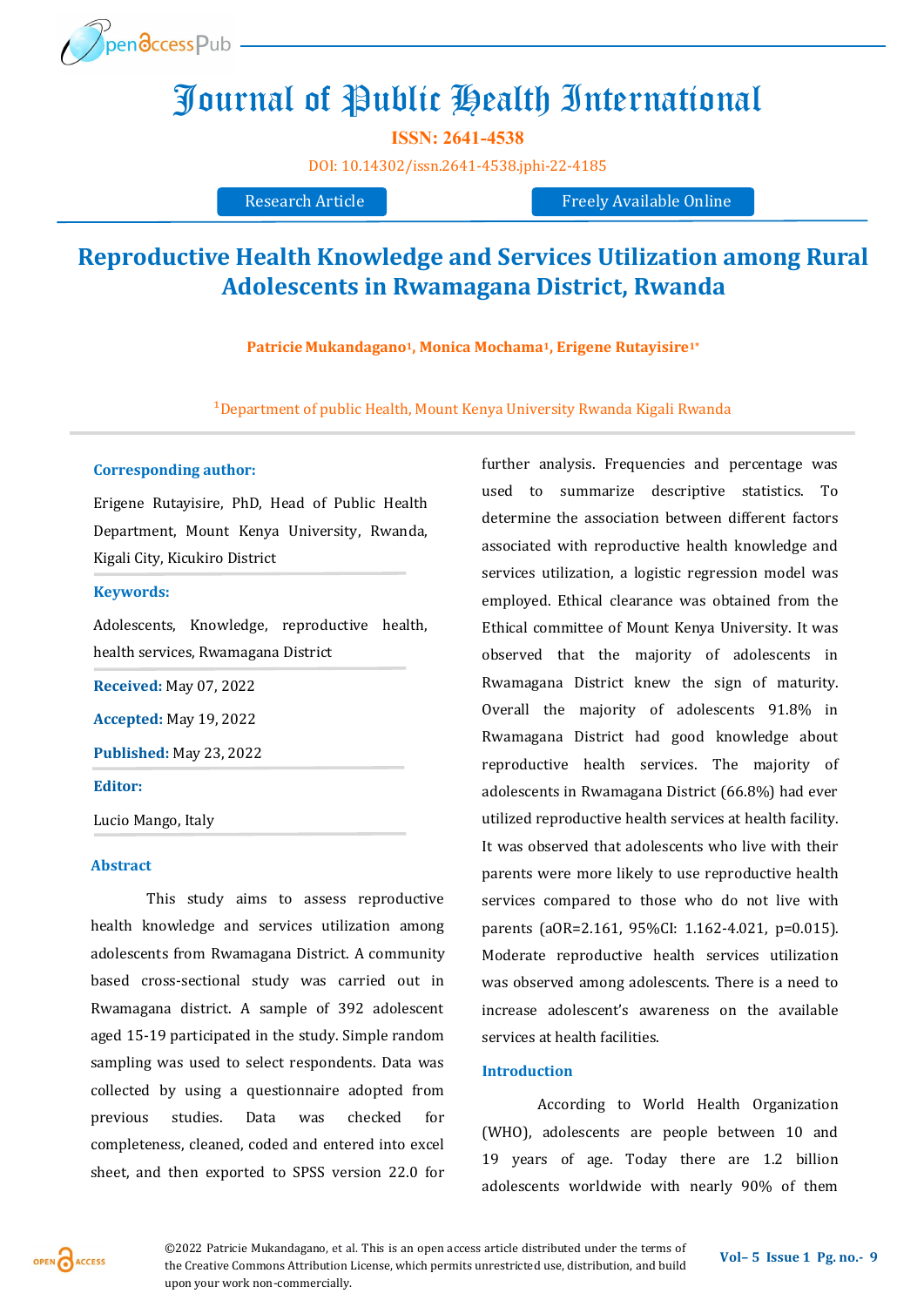# Journal of Public Health International

**ISSN: 2641-4538**

DOI: 10.14302/issn.2641-4538.jphi-22-4185

Research Article | Freely Available Online

## Reproductive Health Knowledge and Services Utilization among Rural Adolescents in Rwamagana District, Rwanda

**Patricie Mukandagano[1], Monica Mochama[1], Erigene Rutayisire[1*]**

[1]Department of public Health, Mount Kenya University Rwanda Kigali Rwanda

**Corresponding author:**

Erigene Rutayisire, PhD, Head of Public Health Department, Mount Kenya University, Rwanda, Kigali City, Kicukiro District

**Keywords:**

Adolescents, Knowledge, reproductive health, health services, Rwamagana District

**Received:** May 07, 2022

**Accepted:** May 19, 2022

**Published:** May 23, 2022

**Editor:**

Lucio Mango, Italy

### Abstract

This study aims to assess reproductive health knowledge and services utilization among adolescents from Rwamagana District. A community based cross-sectional study was carried out in Rwamagana district. A sample of 392 adolescent aged 15-19 participated in the study. Simple random sampling was used to select respondents. Data was collected by using a questionnaire adopted from previous studies. Data was checked for completeness, cleaned, coded and entered into excel sheet, and then exported to SPSS version 22.0 for further analysis. Frequencies and percentage was used to summarize descriptive statistics. To determine the association between different factors associated with reproductive health knowledge and services utilization, a logistic regression model was employed. Ethical clearance was obtained from the Ethical committee of Mount Kenya University. It was observed that the majority of adolescents in Rwamagana District knew the sign of maturity. Overall the majority of adolescents 91.8% in Rwamagana District had good knowledge about reproductive health services. The majority of adolescents in Rwamagana District (66.8%) had ever utilized reproductive health services at health facility. It was observed that adolescents who live with their parents were more likely to use reproductive health services compared to those who do not live with parents (aOR=2.161, 95%CI: 1.162-4.021, p=0.015). Moderate reproductive health services utilization was observed among adolescents. There is a need to increase adolescent's awareness on the available services at health facilities.

### Introduction

According to World Health Organization (WHO), adolescents are people between 10 and 19 years of age. Today there are 1.2 billion adolescents worldwide with nearly 90% of them

©2022 Patricie Mukandagano, et al. This is an open access article distributed under the terms of the Creative Commons Attribution License, which permits unrestricted use, distribution, and build upon your work non-commercially.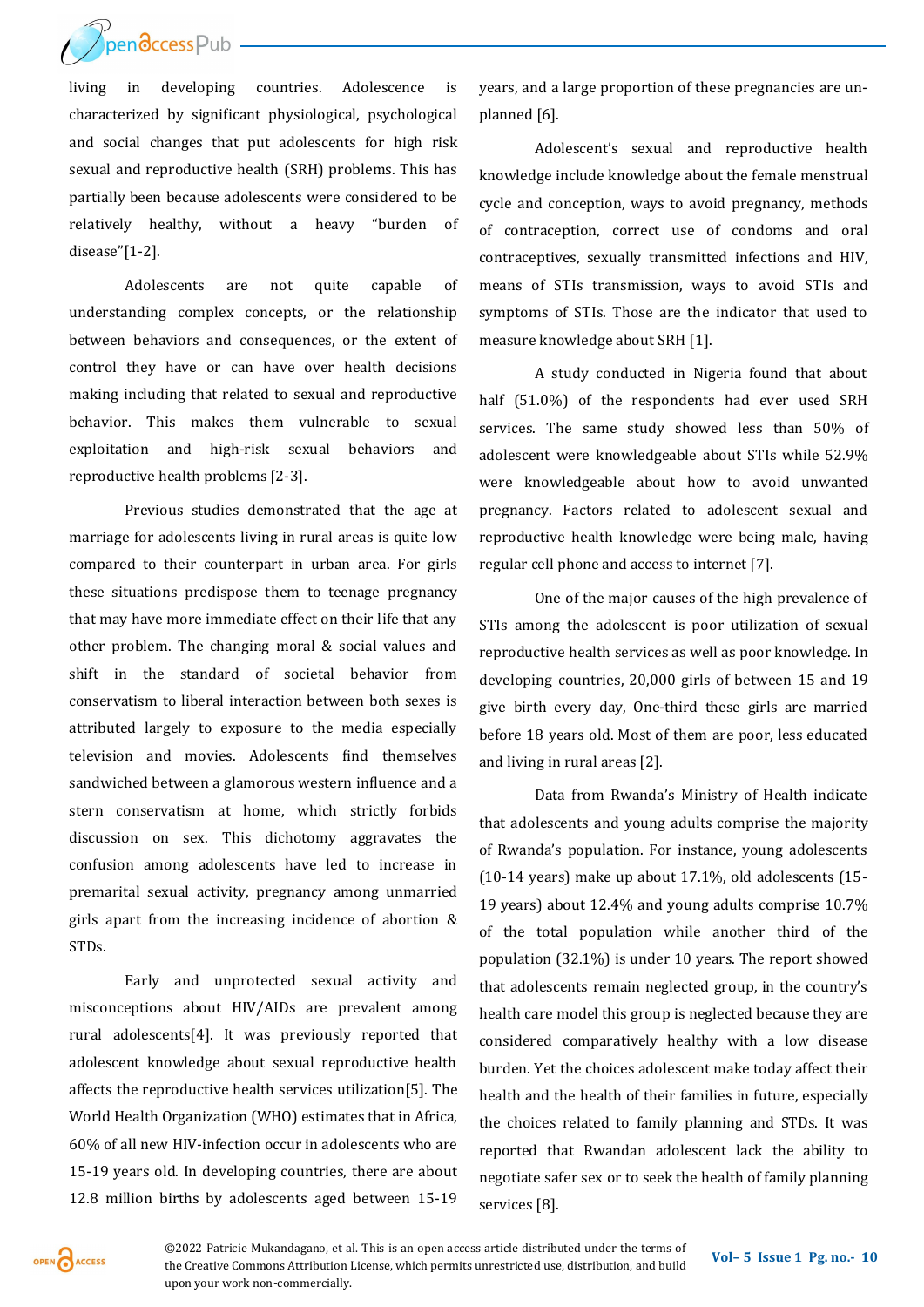living in developing countries. Adolescence is characterized by significant physiological, psychological and social changes that put adolescents for high risk sexual and reproductive health (SRH) problems. This has partially been because adolescents were considered to be relatively healthy, without a heavy "burden of disease"[1-2].

Adolescents are not quite capable of understanding complex concepts, or the relationship between behaviors and consequences, or the extent of control they have or can have over health decisions making including that related to sexual and reproductive behavior. This makes them vulnerable to sexual exploitation and high-risk sexual behaviors and reproductive health problems [2-3].

Previous studies demonstrated that the age at marriage for adolescents living in rural areas is quite low compared to their counterpart in urban area. For girls these situations predispose them to teenage pregnancy that may have more immediate effect on their life that any other problem. The changing moral & social values and shift in the standard of societal behavior from conservatism to liberal interaction between both sexes is attributed largely to exposure to the media especially television and movies. Adolescents find themselves sandwiched between a glamorous western influence and a stern conservatism at home, which strictly forbids discussion on sex. This dichotomy aggravates the confusion among adolescents have led to increase in premarital sexual activity, pregnancy among unmarried girls apart from the increasing incidence of abortion & STDs.

Early and unprotected sexual activity and misconceptions about HIV/AIDs are prevalent among rural adolescents[4]. It was previously reported that adolescent knowledge about sexual reproductive health affects the reproductive health services utilization[5]. The World Health Organization (WHO) estimates that in Africa, 60% of all new HIV-infection occur in adolescents who are 15-19 years old. In developing countries, there are about 12.8 million births by adolescents aged between 15-19 years, and a large proportion of these pregnancies are unplanned [6].

Adolescent's sexual and reproductive health knowledge include knowledge about the female menstrual cycle and conception, ways to avoid pregnancy, methods of contraception, correct use of condoms and oral contraceptives, sexually transmitted infections and HIV, means of STIs transmission, ways to avoid STIs and symptoms of STIs. Those are the indicator that used to measure knowledge about SRH [1].

A study conducted in Nigeria found that about half (51.0%) of the respondents had ever used SRH services. The same study showed less than 50% of adolescent were knowledgeable about STIs while 52.9% were knowledgeable about how to avoid unwanted pregnancy. Factors related to adolescent sexual and reproductive health knowledge were being male, having regular cell phone and access to internet [7].

One of the major causes of the high prevalence of STIs among the adolescent is poor utilization of sexual reproductive health services as well as poor knowledge. In developing countries, 20,000 girls of between 15 and 19 give birth every day, One-third these girls are married before 18 years old. Most of them are poor, less educated and living in rural areas [2].

Data from Rwanda's Ministry of Health indicate that adolescents and young adults comprise the majority of Rwanda's population. For instance, young adolescents (10-14 years) make up about 17.1%, old adolescents (15-19 years) about 12.4% and young adults comprise 10.7% of the total population while another third of the population (32.1%) is under 10 years. The report showed that adolescents remain neglected group, in the country's health care model this group is neglected because they are considered comparatively healthy with a low disease burden. Yet the choices adolescent make today affect their health and the health of their families in future, especially the choices related to family planning and STDs. It was reported that Rwandan adolescent lack the ability to negotiate safer sex or to seek the health of family planning services [8].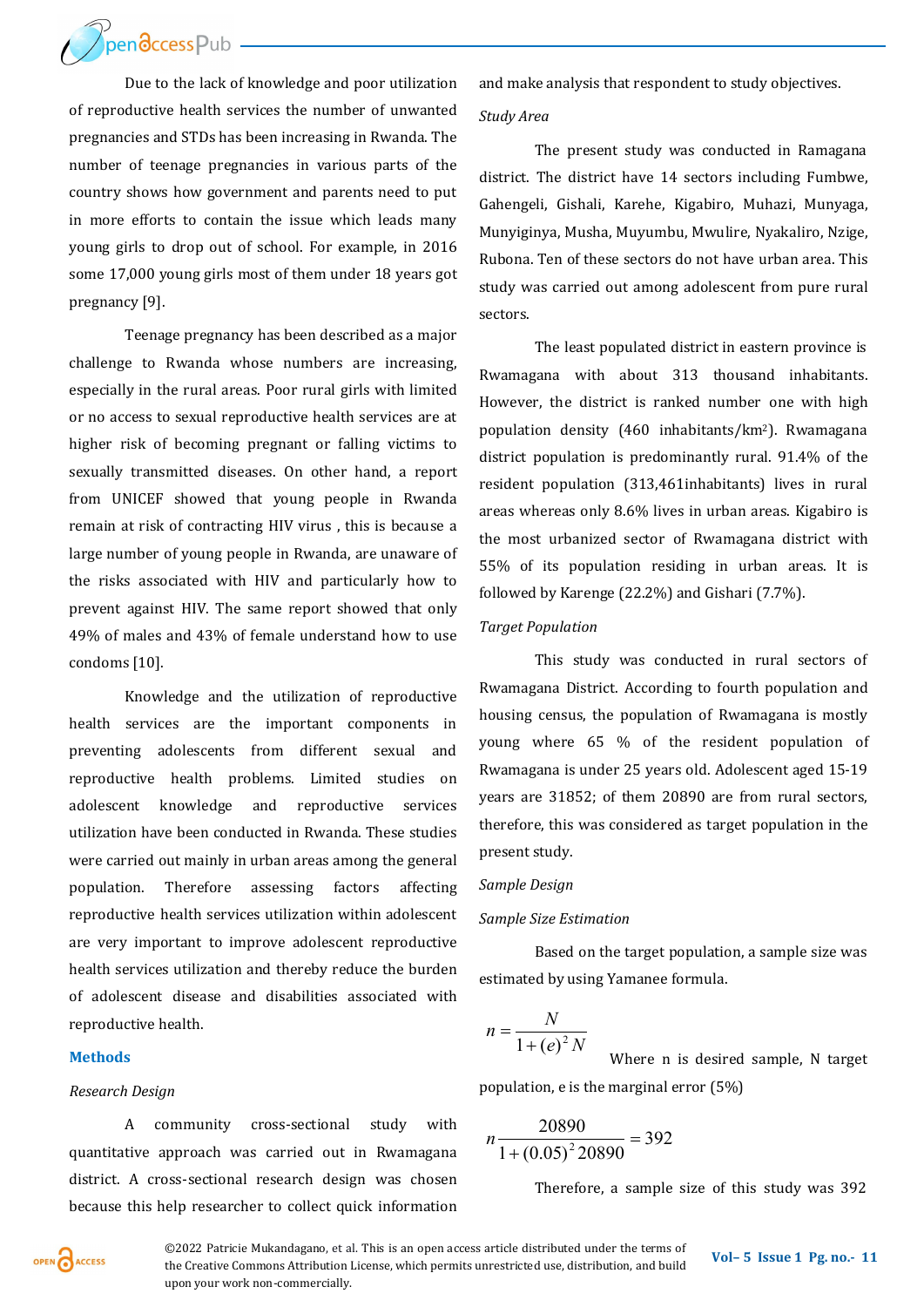Due to the lack of knowledge and poor utilization of reproductive health services the number of unwanted pregnancies and STDs has been increasing in Rwanda. The number of teenage pregnancies in various parts of the country shows how government and parents need to put in more efforts to contain the issue which leads many young girls to drop out of school. For example, in 2016 some 17,000 young girls most of them under 18 years got pregnancy [9].

Teenage pregnancy has been described as a major challenge to Rwanda whose numbers are increasing, especially in the rural areas. Poor rural girls with limited or no access to sexual reproductive health services are at higher risk of becoming pregnant or falling victims to sexually transmitted diseases. On other hand, a report from UNICEF showed that young people in Rwanda remain at risk of contracting HIV virus , this is because a large number of young people in Rwanda, are unaware of the risks associated with HIV and particularly how to prevent against HIV. The same report showed that only 49% of males and 43% of female understand how to use condoms [10].

Knowledge and the utilization of reproductive health services are the important components in preventing adolescents from different sexual and reproductive health problems. Limited studies on adolescent knowledge and reproductive services utilization have been conducted in Rwanda. These studies were carried out mainly in urban areas among the general population. Therefore assessing factors affecting reproductive health services utilization within adolescent are very important to improve adolescent reproductive health services utilization and thereby reduce the burden of adolescent disease and disabilities associated with reproductive health.

## Methods

*Research Design*

A community cross-sectional study with quantitative approach was carried out in Rwamagana district. A cross-sectional research design was chosen because this help researcher to collect quick information and make analysis that respondent to study objectives.

*Study Area*

The present study was conducted in Ramagana district. The district have 14 sectors including Fumbwe, Gahengeli, Gishali, Karehe, Kigabiro, Muhazi, Munyaga, Munyiginya, Musha, Muyumbu, Mwulire, Nyakaliro, Nzige, Rubona. Ten of these sectors do not have urban area. This study was carried out among adolescent from pure rural sectors.

The least populated district in eastern province is Rwamagana with about 313 thousand inhabitants. However, the district is ranked number one with high population density (460 inhabitants/km$^2$). Rwamagana district population is predominantly rural. 91.4% of the resident population (313,461inhabitants) lives in rural areas whereas only 8.6% lives in urban areas. Kigabiro is the most urbanized sector of Rwamagana district with 55% of its population residing in urban areas. It is followed by Karenge (22.2%) and Gishari (7.7%).

*Target Population*

This study was conducted in rural sectors of Rwamagana District. According to fourth population and housing census, the population of Rwamagana is mostly young where 65 % of the resident population of Rwamagana is under 25 years old. Adolescent aged 15-19 years are 31852; of them 20890 are from rural sectors, therefore, this was considered as target population in the present study.

*Sample Design*

*Sample Size Estimation*

Based on the target population, a sample size was estimated by using Yamanee formula.

$$n = \frac{N}{1+(e)^2 N}$$

Where n is desired sample, N target population, e is the marginal error (5%)

$$n \frac{20890}{1+(0.05)^2 20890} = 392$$

Therefore, a sample size of this study was 392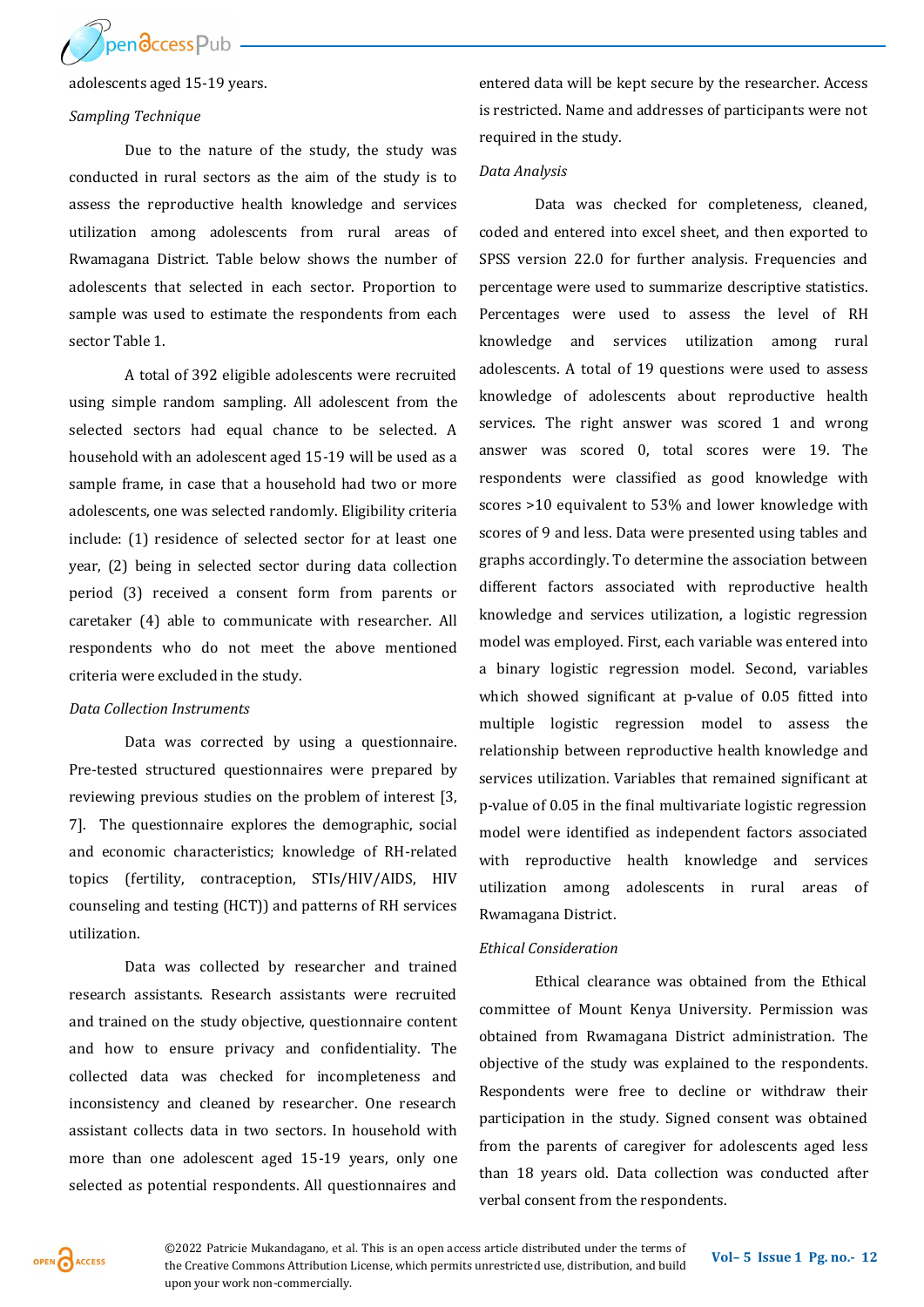adolescents aged 15-19 years.

*Sampling Technique*

Due to the nature of the study, the study was conducted in rural sectors as the aim of the study is to assess the reproductive health knowledge and services utilization among adolescents from rural areas of Rwamagana District. Table below shows the number of adolescents that selected in each sector. Proportion to sample was used to estimate the respondents from each sector Table 1.

A total of 392 eligible adolescents were recruited using simple random sampling. All adolescent from the selected sectors had equal chance to be selected. A household with an adolescent aged 15-19 will be used as a sample frame, in case that a household had two or more adolescents, one was selected randomly. Eligibility criteria include: (1) residence of selected sector for at least one year, (2) being in selected sector during data collection period (3) received a consent form from parents or caretaker (4) able to communicate with researcher. All respondents who do not meet the above mentioned criteria were excluded in the study.

*Data Collection Instruments*

Data was corrected by using a questionnaire. Pre-tested structured questionnaires were prepared by reviewing previous studies on the problem of interest [3, 7]. The questionnaire explores the demographic, social and economic characteristics; knowledge of RH-related topics (fertility, contraception, STIs/HIV/AIDS, HIV counseling and testing (HCT)) and patterns of RH services utilization.

Data was collected by researcher and trained research assistants. Research assistants were recruited and trained on the study objective, questionnaire content and how to ensure privacy and confidentiality. The collected data was checked for incompleteness and inconsistency and cleaned by researcher. One research assistant collects data in two sectors. In household with more than one adolescent aged 15-19 years, only one selected as potential respondents. All questionnaires and entered data will be kept secure by the researcher. Access is restricted. Name and addresses of participants were not required in the study.

*Data Analysis*

Data was checked for completeness, cleaned, coded and entered into excel sheet, and then exported to SPSS version 22.0 for further analysis. Frequencies and percentage were used to summarize descriptive statistics. Percentages were used to assess the level of RH knowledge and services utilization among rural adolescents. A total of 19 questions were used to assess knowledge of adolescents about reproductive health services. The right answer was scored 1 and wrong answer was scored 0, total scores were 19. The respondents were classified as good knowledge with scores >10 equivalent to 53% and lower knowledge with scores of 9 and less. Data were presented using tables and graphs accordingly. To determine the association between different factors associated with reproductive health knowledge and services utilization, a logistic regression model was employed. First, each variable was entered into a binary logistic regression model. Second, variables which showed significant at p-value of 0.05 fitted into multiple logistic regression model to assess the relationship between reproductive health knowledge and services utilization. Variables that remained significant at p-value of 0.05 in the final multivariate logistic regression model were identified as independent factors associated with reproductive health knowledge and services utilization among adolescents in rural areas of Rwamagana District.

*Ethical Consideration*

Ethical clearance was obtained from the Ethical committee of Mount Kenya University. Permission was obtained from Rwamagana District administration. The objective of the study was explained to the respondents. Respondents were free to decline or withdraw their participation in the study. Signed consent was obtained from the parents of caregiver for adolescents aged less than 18 years old. Data collection was conducted after verbal consent from the respondents.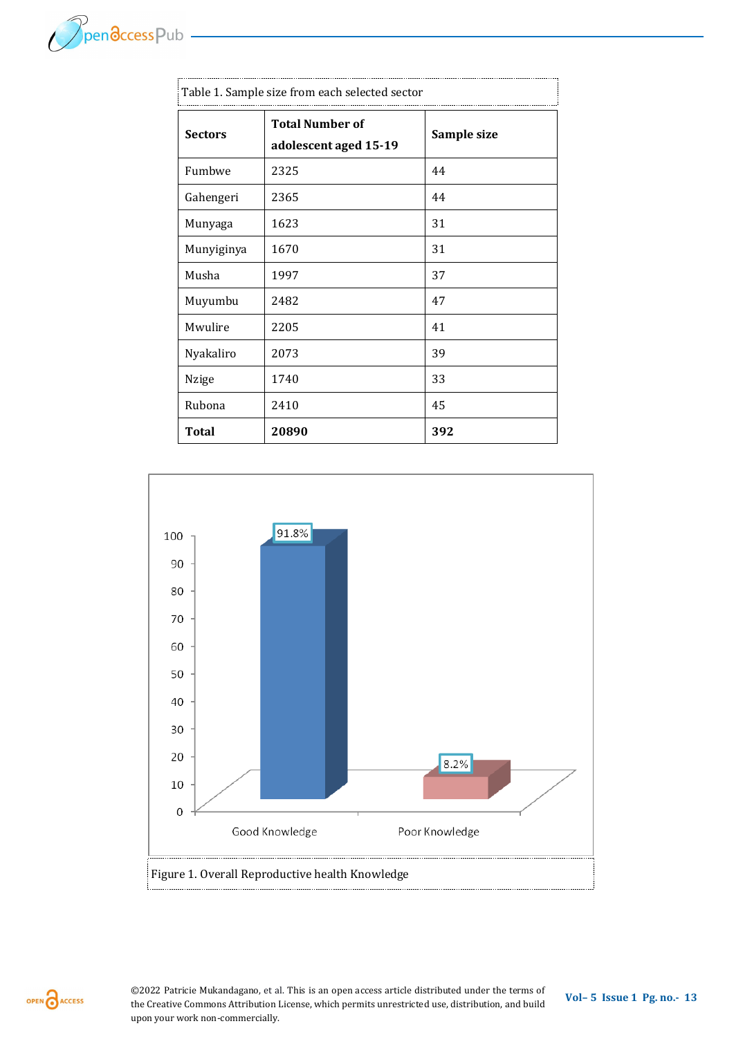Table 1. Sample size from each selected sector

| Sectors | Total Number of adolescent aged 15-19 | Sample size |
|---|---|---|
| Fumbwe | 2325 | 44 |
| Gahengeri | 2365 | 44 |
| Munyaga | 1623 | 31 |
| Munyiginya | 1670 | 31 |
| Musha | 1997 | 37 |
| Muyumbu | 2482 | 47 |
| Mwulire | 2205 | 41 |
| Nyakaliro | 2073 | 39 |
| Nzige | 1740 | 33 |
| Rubona | 2410 | 45 |
| **Total** | **20890** | **392** |

Figure 1. Overall Reproductive health Knowledge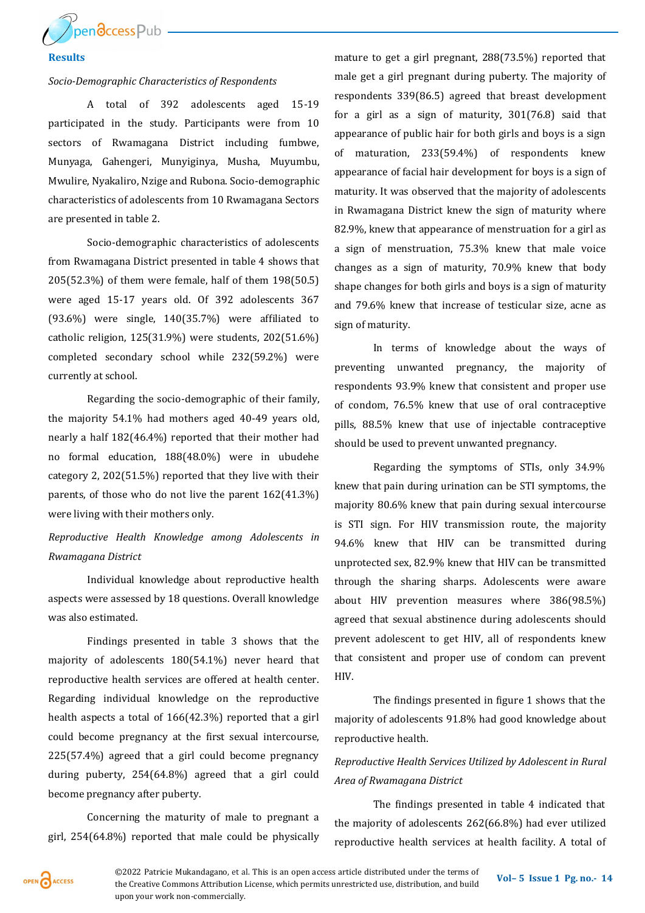## Results

*Socio-Demographic Characteristics of Respondents*

A total of 392 adolescents aged 15-19 participated in the study. Participants were from 10 sectors of Rwamagana District including fumbwe, Munyaga, Gahengeri, Munyiginya, Musha, Muyumbu, Mwulire, Nyakaliro, Nzige and Rubona. Socio-demographic characteristics of adolescents from 10 Rwamagana Sectors are presented in table 2.

Socio-demographic characteristics of adolescents from Rwamagana District presented in table 4 shows that 205(52.3%) of them were female, half of them 198(50.5) were aged 15-17 years old. Of 392 adolescents 367 (93.6%) were single, 140(35.7%) were affiliated to catholic religion, 125(31.9%) were students, 202(51.6%) completed secondary school while 232(59.2%) were currently at school.

Regarding the socio-demographic of their family, the majority 54.1% had mothers aged 40-49 years old, nearly a half 182(46.4%) reported that their mother had no formal education, 188(48.0%) were in ubudehe category 2, 202(51.5%) reported that they live with their parents, of those who do not live the parent 162(41.3%) were living with their mothers only.

*Reproductive Health Knowledge among Adolescents in Rwamagana District*

Individual knowledge about reproductive health aspects were assessed by 18 questions. Overall knowledge was also estimated.

Findings presented in table 3 shows that the majority of adolescents 180(54.1%) never heard that reproductive health services are offered at health center. Regarding individual knowledge on the reproductive health aspects a total of 166(42.3%) reported that a girl could become pregnancy at the first sexual intercourse, 225(57.4%) agreed that a girl could become pregnancy during puberty, 254(64.8%) agreed that a girl could become pregnancy after puberty.

Concerning the maturity of male to pregnant a girl, 254(64.8%) reported that male could be physically mature to get a girl pregnant, 288(73.5%) reported that male get a girl pregnant during puberty. The majority of respondents 339(86.5) agreed that breast development for a girl as a sign of maturity, 301(76.8) said that appearance of public hair for both girls and boys is a sign of maturation, 233(59.4%) of respondents knew appearance of facial hair development for boys is a sign of maturity. It was observed that the majority of adolescents in Rwamagana District knew the sign of maturity where 82.9%, knew that appearance of menstruation for a girl as a sign of menstruation, 75.3% knew that male voice changes as a sign of maturity, 70.9% knew that body shape changes for both girls and boys is a sign of maturity and 79.6% knew that increase of testicular size, acne as sign of maturity.

In terms of knowledge about the ways of preventing unwanted pregnancy, the majority of respondents 93.9% knew that consistent and proper use of condom, 76.5% knew that use of oral contraceptive pills, 88.5% knew that use of injectable contraceptive should be used to prevent unwanted pregnancy.

Regarding the symptoms of STIs, only 34.9% knew that pain during urination can be STI symptoms, the majority 80.6% knew that pain during sexual intercourse is STI sign. For HIV transmission route, the majority 94.6% knew that HIV can be transmitted during unprotected sex, 82.9% knew that HIV can be transmitted through the sharing sharps. Adolescents were aware about HIV prevention measures where 386(98.5%) agreed that sexual abstinence during adolescents should prevent adolescent to get HIV, all of respondents knew that consistent and proper use of condom can prevent HIV.

The findings presented in figure 1 shows that the majority of adolescents 91.8% had good knowledge about reproductive health.

*Reproductive Health Services Utilized by Adolescent in Rural Area of Rwamagana District*

The findings presented in table 4 indicated that the majority of adolescents 262(66.8%) had ever utilized reproductive health services at health facility. A total of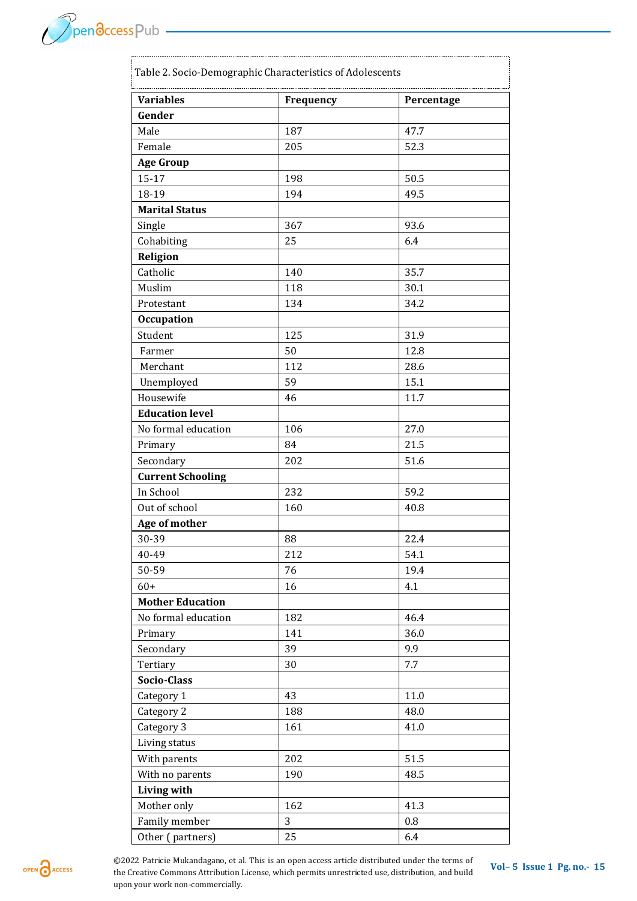Table 2. Socio-Demographic Characteristics of Adolescents

| Variables | Frequency | Percentage |
|---|---|---|
| **Gender** | | |
| Male | 187 | 47.7 |
| Female | 205 | 52.3 |
| **Age Group** | | |
| 15-17 | 198 | 50.5 |
| 18-19 | 194 | 49.5 |
| **Marital Status** | | |
| Single | 367 | 93.6 |
| Cohabiting | 25 | 6.4 |
| **Religion** | | |
| Catholic | 140 | 35.7 |
| Muslim | 118 | 30.1 |
| Protestant | 134 | 34.2 |
| **Occupation** | | |
| Student | 125 | 31.9 |
| Farmer | 50 | 12.8 |
| Merchant | 112 | 28.6 |
| Unemployed | 59 | 15.1 |
| Housewife | 46 | 11.7 |
| **Education level** | | |
| No formal education | 106 | 27.0 |
| Primary | 84 | 21.5 |
| Secondary | 202 | 51.6 |
| **Current Schooling** | | |
| In School | 232 | 59.2 |
| Out of school | 160 | 40.8 |
| **Age of mother** | | |
| 30-39 | 88 | 22.4 |
| 40-49 | 212 | 54.1 |
| 50-59 | 76 | 19.4 |
| 60+ | 16 | 4.1 |
| **Mother Education** | | |
| No formal education | 182 | 46.4 |
| Primary | 141 | 36.0 |
| Secondary | 39 | 9.9 |
| Tertiary | 30 | 7.7 |
| **Socio-Class** | | |
| Category 1 | 43 | 11.0 |
| Category 2 | 188 | 48.0 |
| Category 3 | 161 | 41.0 |
| Living status | | |
| With parents | 202 | 51.5 |
| With no parents | 190 | 48.5 |
| **Living with** | | |
| Mother only | 162 | 41.3 |
| Family member | 3 | 0.8 |
| Other ( partners) | 25 | 6.4 |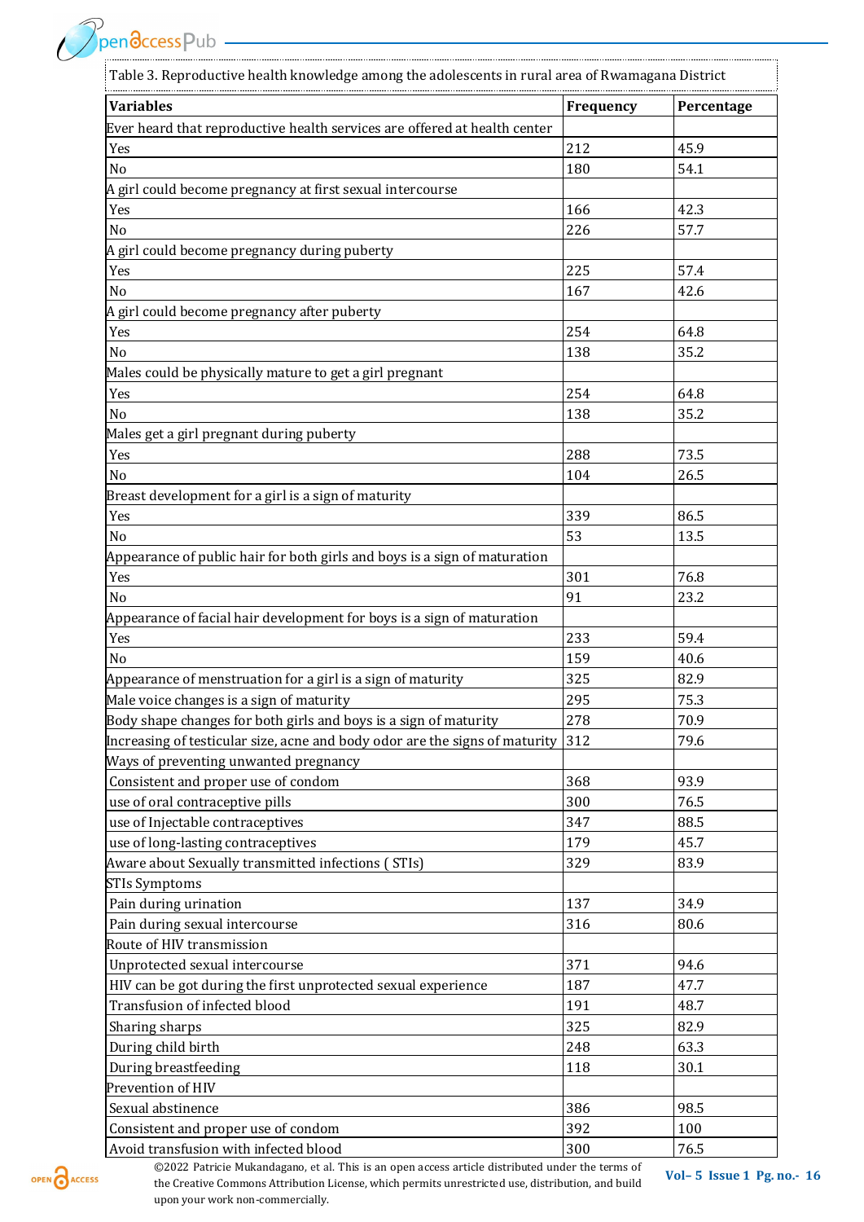Table 3. Reproductive health knowledge among the adolescents in rural area of Rwamagana District

| Variables | Frequency | Percentage |
|---|---|---|
| Ever heard that reproductive health services are offered at health center | | |
| Yes | 212 | 45.9 |
| No | 180 | 54.1 |
| A girl could become pregnancy at first sexual intercourse | | |
| Yes | 166 | 42.3 |
| No | 226 | 57.7 |
| A girl could become pregnancy during puberty | | |
| Yes | 225 | 57.4 |
| No | 167 | 42.6 |
| A girl could become pregnancy after puberty | | |
| Yes | 254 | 64.8 |
| No | 138 | 35.2 |
| Males could be physically mature to get a girl pregnant | | |
| Yes | 254 | 64.8 |
| No | 138 | 35.2 |
| Males get a girl pregnant during puberty | | |
| Yes | 288 | 73.5 |
| No | 104 | 26.5 |
| Breast development for a girl is a sign of maturity | | |
| Yes | 339 | 86.5 |
| No | 53 | 13.5 |
| Appearance of public hair for both girls and boys is a sign of maturation | | |
| Yes | 301 | 76.8 |
| No | 91 | 23.2 |
| Appearance of facial hair development for boys is a sign of maturation | | |
| Yes | 233 | 59.4 |
| No | 159 | 40.6 |
| Appearance of menstruation for a girl is a sign of maturity | 325 | 82.9 |
| Male voice changes is a sign of maturity | 295 | 75.3 |
| Body shape changes for both girls and boys is a sign of maturity | 278 | 70.9 |
| Increasing of testicular size, acne and body odor are the signs of maturity | 312 | 79.6 |
| Ways of preventing unwanted pregnancy | | |
| Consistent and proper use of condom | 368 | 93.9 |
| use of oral contraceptive pills | 300 | 76.5 |
| use of Injectable contraceptives | 347 | 88.5 |
| use of long-lasting contraceptives | 179 | 45.7 |
| Aware about Sexually transmitted infections ( STIs) | 329 | 83.9 |
| STIs Symptoms | | |
| Pain during urination | 137 | 34.9 |
| Pain during sexual intercourse | 316 | 80.6 |
| Route of HIV transmission | | |
| Unprotected sexual intercourse | 371 | 94.6 |
| HIV can be got during the first unprotected sexual experience | 187 | 47.7 |
| Transfusion of infected blood | 191 | 48.7 |
| Sharing sharps | 325 | 82.9 |
| During child birth | 248 | 63.3 |
| During breastfeeding | 118 | 30.1 |
| Prevention of HIV | | |
| Sexual abstinence | 386 | 98.5 |
| Consistent and proper use of condom | 392 | 100 |
| Avoid transfusion with infected blood | 300 | 76.5 |

©2022 Patricie Mukandagano, et al. This is an open access article distributed under the terms of the Creative Commons Attribution License, which permits unrestricted use, distribution, and build upon your work non-commercially.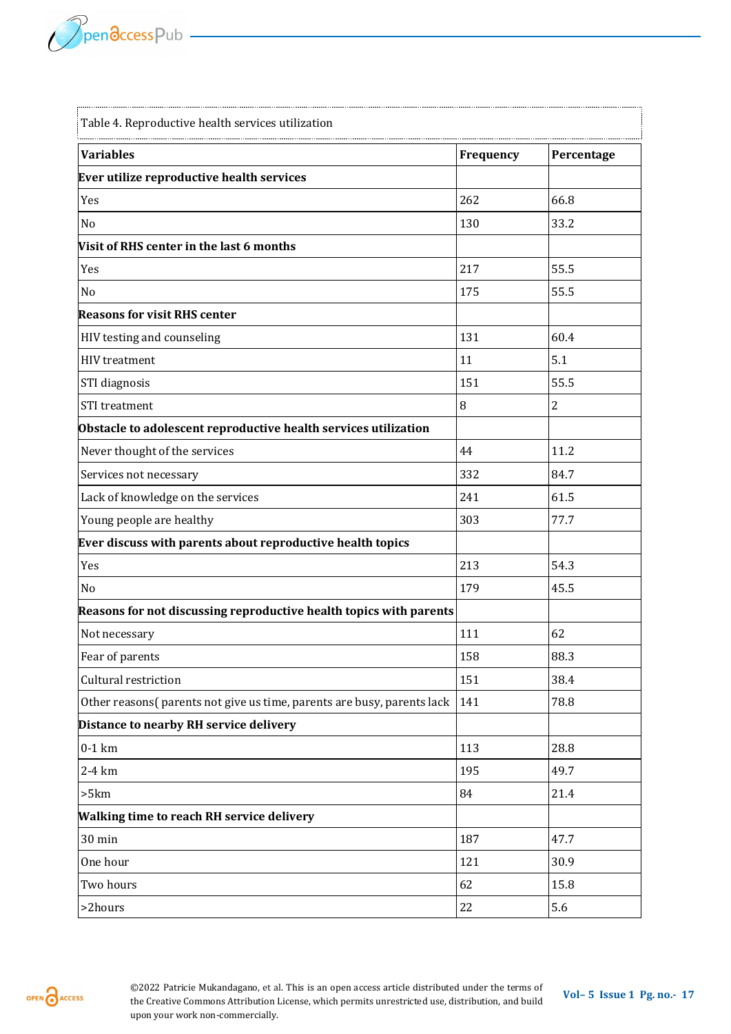Table 4. Reproductive health services utilization

| Variables | Frequency | Percentage |
|---|---|---|
| **Ever utilize reproductive health services** | | |
| Yes | 262 | 66.8 |
| No | 130 | 33.2 |
| **Visit of RHS center in the last 6 months** | | |
| Yes | 217 | 55.5 |
| No | 175 | 55.5 |
| **Reasons for visit RHS center** | | |
| HIV testing and counseling | 131 | 60.4 |
| HIV treatment | 11 | 5.1 |
| STI diagnosis | 151 | 55.5 |
| STI treatment | 8 | 2 |
| **Obstacle to adolescent reproductive health services utilization** | | |
| Never thought of the services | 44 | 11.2 |
| Services not necessary | 332 | 84.7 |
| Lack of knowledge on the services | 241 | 61.5 |
| Young people are healthy | 303 | 77.7 |
| **Ever discuss with parents about reproductive health topics** | | |
| Yes | 213 | 54.3 |
| No | 179 | 45.5 |
| **Reasons for not discussing reproductive health topics with parents** | | |
| Not necessary | 111 | 62 |
| Fear of parents | 158 | 88.3 |
| Cultural restriction | 151 | 38.4 |
| Other reasons( parents not give us time, parents are busy, parents lack | 141 | 78.8 |
| **Distance to nearby RH service delivery** | | |
| 0-1 km | 113 | 28.8 |
| 2-4 km | 195 | 49.7 |
| >5km | 84 | 21.4 |
| **Walking time to reach RH service delivery** | | |
| 30 min | 187 | 47.7 |
| One hour | 121 | 30.9 |
| Two hours | 62 | 15.8 |
| >2hours | 22 | 5.6 |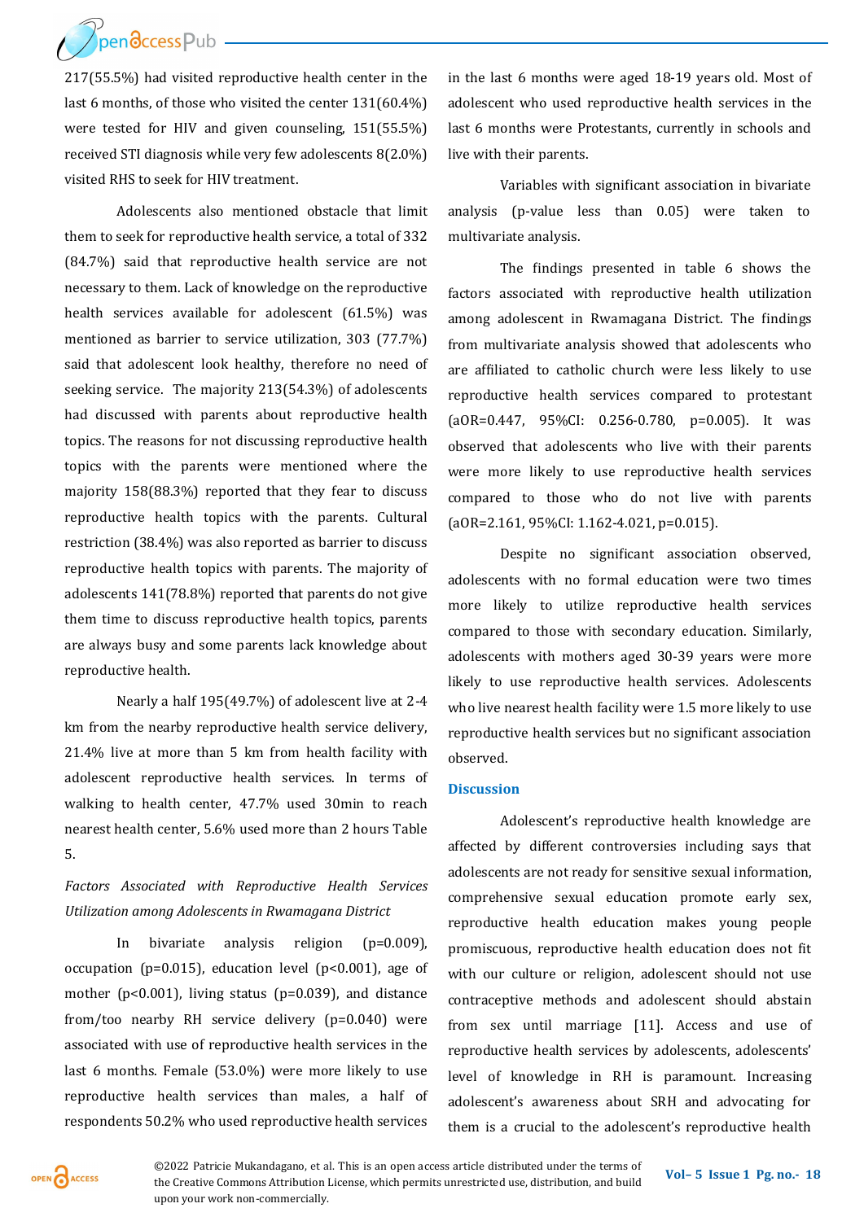217(55.5%) had visited reproductive health center in the last 6 months, of those who visited the center 131(60.4%) were tested for HIV and given counseling, 151(55.5%) received STI diagnosis while very few adolescents 8(2.0%) visited RHS to seek for HIV treatment.

Adolescents also mentioned obstacle that limit them to seek for reproductive health service, a total of 332 (84.7%) said that reproductive health service are not necessary to them. Lack of knowledge on the reproductive health services available for adolescent (61.5%) was mentioned as barrier to service utilization, 303 (77.7%) said that adolescent look healthy, therefore no need of seeking service. The majority 213(54.3%) of adolescents had discussed with parents about reproductive health topics. The reasons for not discussing reproductive health topics with the parents were mentioned where the majority 158(88.3%) reported that they fear to discuss reproductive health topics with the parents. Cultural restriction (38.4%) was also reported as barrier to discuss reproductive health topics with parents. The majority of adolescents 141(78.8%) reported that parents do not give them time to discuss reproductive health topics, parents are always busy and some parents lack knowledge about reproductive health.

Nearly a half 195(49.7%) of adolescent live at 2-4 km from the nearby reproductive health service delivery, 21.4% live at more than 5 km from health facility with adolescent reproductive health services. In terms of walking to health center, 47.7% used 30min to reach nearest health center, 5.6% used more than 2 hours Table 5.

*Factors Associated with Reproductive Health Services Utilization among Adolescents in Rwamagana District*

In bivariate analysis religion (p=0.009), occupation (p=0.015), education level (p<0.001), age of mother (p<0.001), living status (p=0.039), and distance from/too nearby RH service delivery (p=0.040) were associated with use of reproductive health services in the last 6 months. Female (53.0%) were more likely to use reproductive health services than males, a half of respondents 50.2% who used reproductive health services in the last 6 months were aged 18-19 years old. Most of adolescent who used reproductive health services in the last 6 months were Protestants, currently in schools and live with their parents.

Variables with significant association in bivariate analysis (p-value less than 0.05) were taken to multivariate analysis.

The findings presented in table 6 shows the factors associated with reproductive health utilization among adolescent in Rwamagana District. The findings from multivariate analysis showed that adolescents who are affiliated to catholic church were less likely to use reproductive health services compared to protestant (aOR=0.447, 95%CI: 0.256-0.780, p=0.005). It was observed that adolescents who live with their parents were more likely to use reproductive health services compared to those who do not live with parents (aOR=2.161, 95%CI: 1.162-4.021, p=0.015).

Despite no significant association observed, adolescents with no formal education were two times more likely to utilize reproductive health services compared to those with secondary education. Similarly, adolescents with mothers aged 30-39 years were more likely to use reproductive health services. Adolescents who live nearest health facility were 1.5 more likely to use reproductive health services but no significant association observed.

## Discussion

Adolescent's reproductive health knowledge are affected by different controversies including says that adolescents are not ready for sensitive sexual information, comprehensive sexual education promote early sex, reproductive health education makes young people promiscuous, reproductive health education does not fit with our culture or religion, adolescent should not use contraceptive methods and adolescent should abstain from sex until marriage [11]. Access and use of reproductive health services by adolescents, adolescents' level of knowledge in RH is paramount. Increasing adolescent's awareness about SRH and advocating for them is a crucial to the adolescent's reproductive health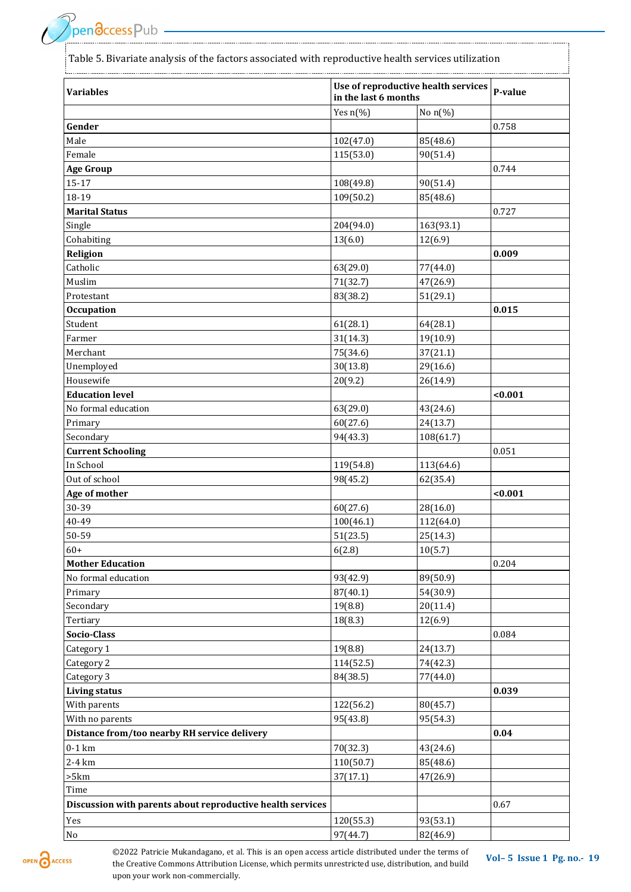Table 5. Bivariate analysis of the factors associated with reproductive health services utilization

| Variables | Use of reproductive health services in the last 6 months | | P-value |
|---|---|---|---|
| | Yes n(%) | No n(%) | |
| **Gender** | | | 0.758 |
| Male | 102(47.0) | 85(48.6) | |
| Female | 115(53.0) | 90(51.4) | |
| **Age Group** | | | 0.744 |
| 15-17 | 108(49.8) | 90(51.4) | |
| 18-19 | 109(50.2) | 85(48.6) | |
| **Marital Status** | | | 0.727 |
| Single | 204(94.0) | 163(93.1) | |
| Cohabiting | 13(6.0) | 12(6.9) | |
| **Religion** | | | **0.009** |
| Catholic | 63(29.0) | 77(44.0) | |
| Muslim | 71(32.7) | 47(26.9) | |
| Protestant | 83(38.2) | 51(29.1) | |
| **Occupation** | | | **0.015** |
| Student | 61(28.1) | 64(28.1) | |
| Farmer | 31(14.3) | 19(10.9) | |
| Merchant | 75(34.6) | 37(21.1) | |
| Unemployed | 30(13.8) | 29(16.6) | |
| Housewife | 20(9.2) | 26(14.9) | |
| **Education level** | | | **<0.001** |
| No formal education | 63(29.0) | 43(24.6) | |
| Primary | 60(27.6) | 24(13.7) | |
| Secondary | 94(43.3) | 108(61.7) | |
| **Current Schooling** | | | 0.051 |
| In School | 119(54.8) | 113(64.6) | |
| Out of school | 98(45.2) | 62(35.4) | |
| **Age of mother** | | | **<0.001** |
| 30-39 | 60(27.6) | 28(16.0) | |
| 40-49 | 100(46.1) | 112(64.0) | |
| 50-59 | 51(23.5) | 25(14.3) | |
| 60+ | 6(2.8) | 10(5.7) | |
| **Mother Education** | | | 0.204 |
| No formal education | 93(42.9) | 89(50.9) | |
| Primary | 87(40.1) | 54(30.9) | |
| Secondary | 19(8.8) | 20(11.4) | |
| Tertiary | 18(8.3) | 12(6.9) | |
| **Socio-Class** | | | 0.084 |
| Category 1 | 19(8.8) | 24(13.7) | |
| Category 2 | 114(52.5) | 74(42.3) | |
| Category 3 | 84(38.5) | 77(44.0) | |
| **Living status** | | | **0.039** |
| With parents | 122(56.2) | 80(45.7) | |
| With no parents | 95(43.8) | 95(54.3) | |
| **Distance from/too nearby RH service delivery** | | | **0.04** |
| 0-1 km | 70(32.3) | 43(24.6) | |
| 2-4 km | 110(50.7) | 85(48.6) | |
| >5km | 37(17.1) | 47(26.9) | |
| Time | | | |
| **Discussion with parents about reproductive health services** | | | 0.67 |
| Yes | 120(55.3) | 93(53.1) | |
| No | 97(44.7) | 82(46.9) | |

©2022 Patricie Mukandagano, et al. This is an open access article distributed under the terms of the Creative Commons Attribution License, which permits unrestricted use, distribution, and build upon your work non-commercially.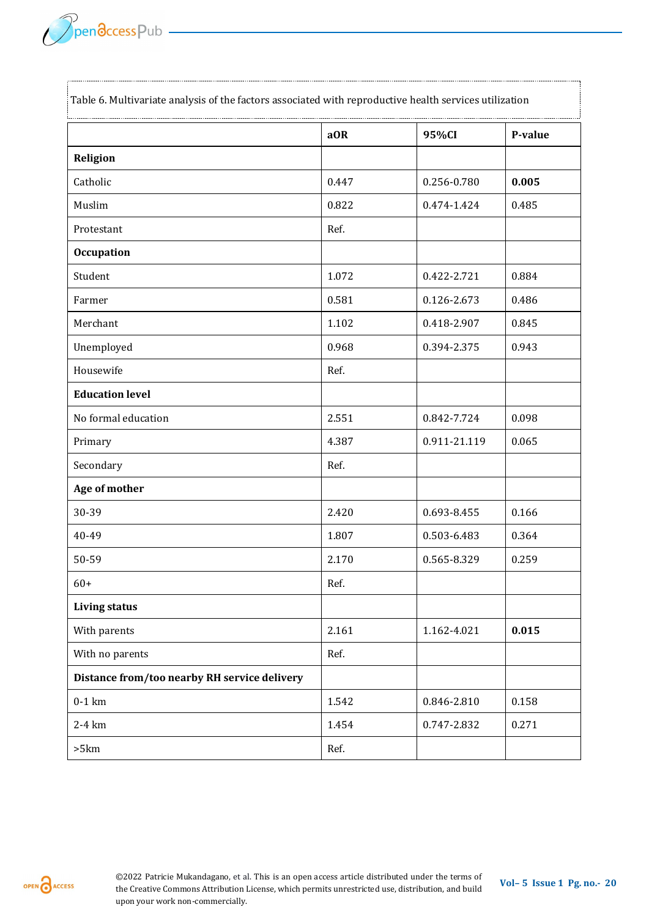Table 6. Multivariate analysis of the factors associated with reproductive health services utilization

| | aOR | 95%CI | P-value |
|---|---|---|---|
| **Religion** | | | |
| Catholic | 0.447 | 0.256-0.780 | **0.005** |
| Muslim | 0.822 | 0.474-1.424 | 0.485 |
| Protestant | Ref. | | |
| **Occupation** | | | |
| Student | 1.072 | 0.422-2.721 | 0.884 |
| Farmer | 0.581 | 0.126-2.673 | 0.486 |
| Merchant | 1.102 | 0.418-2.907 | 0.845 |
| Unemployed | 0.968 | 0.394-2.375 | 0.943 |
| Housewife | Ref. | | |
| **Education level** | | | |
| No formal education | 2.551 | 0.842-7.724 | 0.098 |
| Primary | 4.387 | 0.911-21.119 | 0.065 |
| Secondary | Ref. | | |
| **Age of mother** | | | |
| 30-39 | 2.420 | 0.693-8.455 | 0.166 |
| 40-49 | 1.807 | 0.503-6.483 | 0.364 |
| 50-59 | 2.170 | 0.565-8.329 | 0.259 |
| 60+ | Ref. | | |
| **Living status** | | | |
| With parents | 2.161 | 1.162-4.021 | **0.015** |
| With no parents | Ref. | | |
| **Distance from/too nearby RH service delivery** | | | |
| 0-1 km | 1.542 | 0.846-2.810 | 0.158 |
| 2-4 km | 1.454 | 0.747-2.832 | 0.271 |
| >5km | Ref. | | |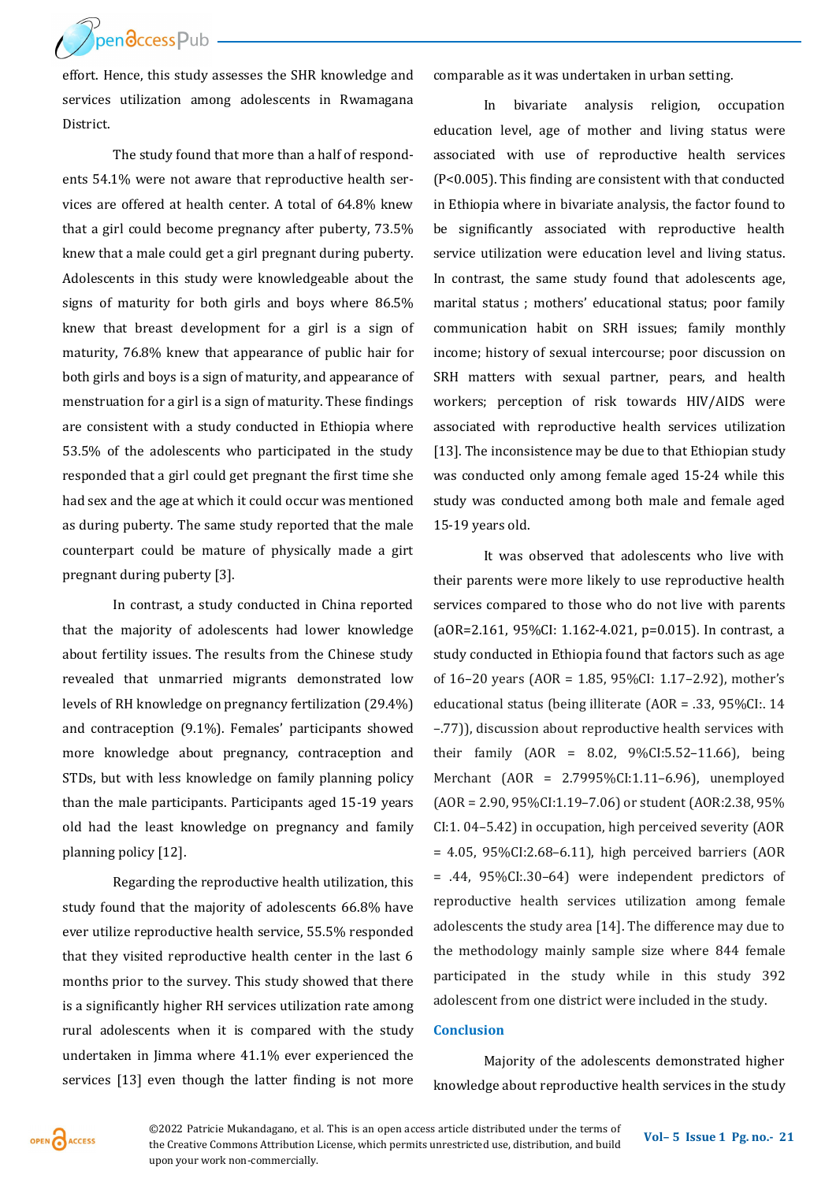effort. Hence, this study assesses the SHR knowledge and services utilization among adolescents in Rwamagana District.

The study found that more than a half of respondents 54.1% were not aware that reproductive health services are offered at health center. A total of 64.8% knew that a girl could become pregnancy after puberty, 73.5% knew that a male could get a girl pregnant during puberty. Adolescents in this study were knowledgeable about the signs of maturity for both girls and boys where 86.5% knew that breast development for a girl is a sign of maturity, 76.8% knew that appearance of public hair for both girls and boys is a sign of maturity, and appearance of menstruation for a girl is a sign of maturity. These findings are consistent with a study conducted in Ethiopia where 53.5% of the adolescents who participated in the study responded that a girl could get pregnant the first time she had sex and the age at which it could occur was mentioned as during puberty. The same study reported that the male counterpart could be mature of physically made a girt pregnant during puberty [3].

In contrast, a study conducted in China reported that the majority of adolescents had lower knowledge about fertility issues. The results from the Chinese study revealed that unmarried migrants demonstrated low levels of RH knowledge on pregnancy fertilization (29.4%) and contraception (9.1%). Females' participants showed more knowledge about pregnancy, contraception and STDs, but with less knowledge on family planning policy than the male participants. Participants aged 15-19 years old had the least knowledge on pregnancy and family planning policy [12].

Regarding the reproductive health utilization, this study found that the majority of adolescents 66.8% have ever utilize reproductive health service, 55.5% responded that they visited reproductive health center in the last 6 months prior to the survey. This study showed that there is a significantly higher RH services utilization rate among rural adolescents when it is compared with the study undertaken in Jimma where 41.1% ever experienced the services [13] even though the latter finding is not more comparable as it was undertaken in urban setting.

In bivariate analysis religion, occupation education level, age of mother and living status were associated with use of reproductive health services (P<0.005). This finding are consistent with that conducted in Ethiopia where in bivariate analysis, the factor found to be significantly associated with reproductive health service utilization were education level and living status. In contrast, the same study found that adolescents age, marital status ; mothers' educational status; poor family communication habit on SRH issues; family monthly income; history of sexual intercourse; poor discussion on SRH matters with sexual partner, pears, and health workers; perception of risk towards HIV/AIDS were associated with reproductive health services utilization [13]. The inconsistence may be due to that Ethiopian study was conducted only among female aged 15-24 while this study was conducted among both male and female aged 15-19 years old.

It was observed that adolescents who live with their parents were more likely to use reproductive health services compared to those who do not live with parents (aOR=2.161, 95%CI: 1.162-4.021, p=0.015). In contrast, a study conducted in Ethiopia found that factors such as age of 16–20 years (AOR = 1.85, 95%CI: 1.17–2.92), mother's educational status (being illiterate (AOR = .33, 95%CI:. 14 –.77)), discussion about reproductive health services with their family (AOR = 8.02, 9%CI:5.52–11.66), being Merchant (AOR = 2.7995%CI:1.11–6.96), unemployed (AOR = 2.90, 95%CI:1.19–7.06) or student (AOR:2.38, 95% CI:1. 04–5.42) in occupation, high perceived severity (AOR = 4.05, 95%CI:2.68–6.11), high perceived barriers (AOR = .44, 95%CI:.30–64) were independent predictors of reproductive health services utilization among female adolescents the study area [14]. The difference may due to the methodology mainly sample size where 844 female participated in the study while in this study 392 adolescent from one district were included in the study.

## Conclusion

Majority of the adolescents demonstrated higher knowledge about reproductive health services in the study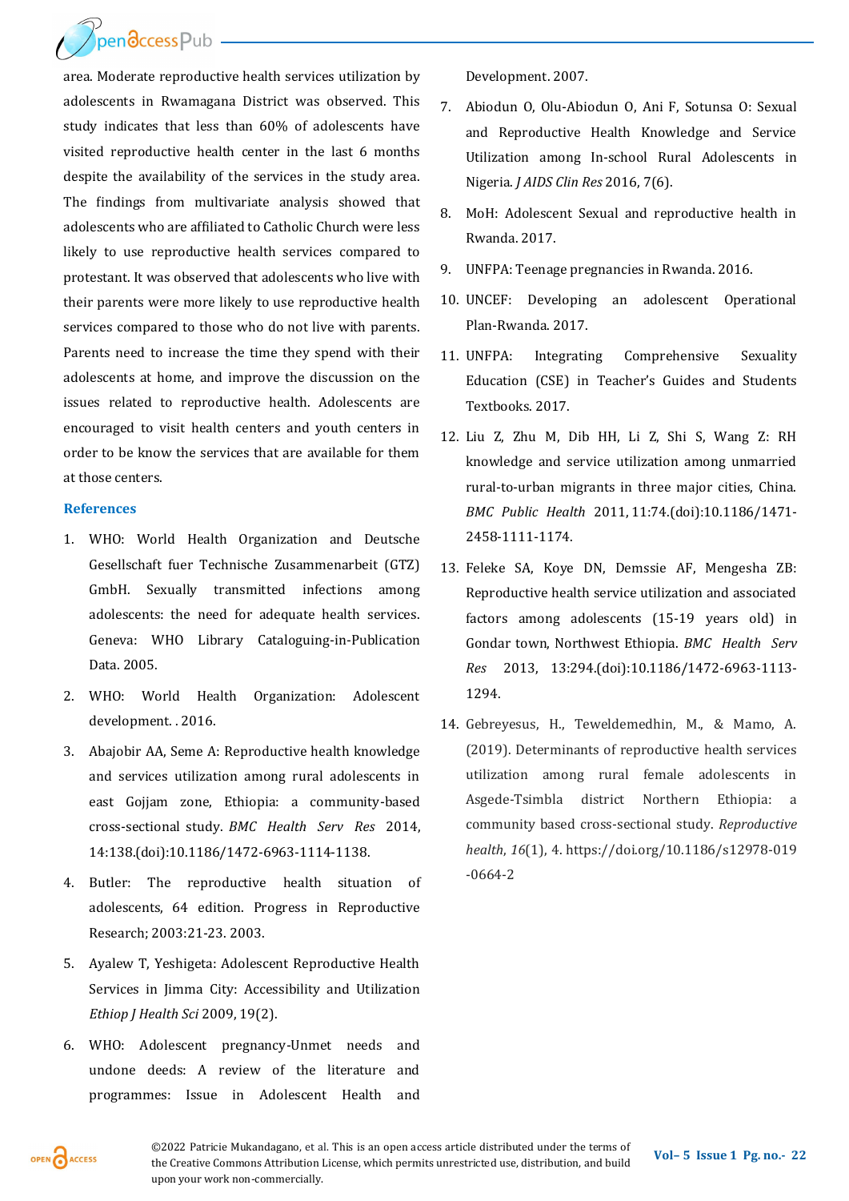area. Moderate reproductive health services utilization by adolescents in Rwamagana District was observed. This study indicates that less than 60% of adolescents have visited reproductive health center in the last 6 months despite the availability of the services in the study area. The findings from multivariate analysis showed that adolescents who are affiliated to Catholic Church were less likely to use reproductive health services compared to protestant. It was observed that adolescents who live with their parents were more likely to use reproductive health services compared to those who do not live with parents. Parents need to increase the time they spend with their adolescents at home, and improve the discussion on the issues related to reproductive health. Adolescents are encouraged to visit health centers and youth centers in order to be know the services that are available for them at those centers.

## References

1. WHO: World Health Organization and Deutsche Gesellschaft fuer Technische Zusammenarbeit (GTZ) GmbH. Sexually transmitted infections among adolescents: the need for adequate health services. Geneva: WHO Library Cataloguing-in-Publication Data. 2005.
2. WHO: World Health Organization: Adolescent development. . 2016.
3. Abajobir AA, Seme A: Reproductive health knowledge and services utilization among rural adolescents in east Gojjam zone, Ethiopia: a community-based cross-sectional study. *BMC Health Serv Res* 2014, 14:138.(doi):10.1186/1472-6963-1114-1138.
4. Butler: The reproductive health situation of adolescents, 64 edition. Progress in Reproductive Research; 2003:21-23. 2003.
5. Ayalew T, Yeshigeta: Adolescent Reproductive Health Services in Jimma City: Accessibility and Utilization *Ethiop J Health Sci* 2009, 19(2).
6. WHO: Adolescent pregnancy-Unmet needs and undone deeds: A review of the literature and programmes: Issue in Adolescent Health and Development. 2007.
7. Abiodun O, Olu-Abiodun O, Ani F, Sotunsa O: Sexual and Reproductive Health Knowledge and Service Utilization among In-school Rural Adolescents in Nigeria. *J AIDS Clin Res* 2016, 7(6).
8. MoH: Adolescent Sexual and reproductive health in Rwanda. 2017.
9. UNFPA: Teenage pregnancies in Rwanda. 2016.
10. UNCEF: Developing an adolescent Operational Plan-Rwanda. 2017.
11. UNFPA: Integrating Comprehensive Sexuality Education (CSE) in Teacher's Guides and Students Textbooks. 2017.
12. Liu Z, Zhu M, Dib HH, Li Z, Shi S, Wang Z: RH knowledge and service utilization among unmarried rural-to-urban migrants in three major cities, China. *BMC Public Health* 2011, 11:74.(doi):10.1186/1471-2458-1111-1174.
13. Feleke SA, Koye DN, Demssie AF, Mengesha ZB: Reproductive health service utilization and associated factors among adolescents (15-19 years old) in Gondar town, Northwest Ethiopia. *BMC Health Serv Res* 2013, 13:294.(doi):10.1186/1472-6963-1113-1294.
14. Gebreyesus, H., Teweldemedhin, M., & Mamo, A. (2019). Determinants of reproductive health services utilization among rural female adolescents in Asgede-Tsimbla district Northern Ethiopia: a community based cross-sectional study. *Reproductive health*, *16*(1), 4. https://doi.org/10.1186/s12978-019-0664-2

©2022 Patricie Mukandagano, et al. This is an open access article distributed under the terms of the Creative Commons Attribution License, which permits unrestricted use, distribution, and build upon your work non-commercially.